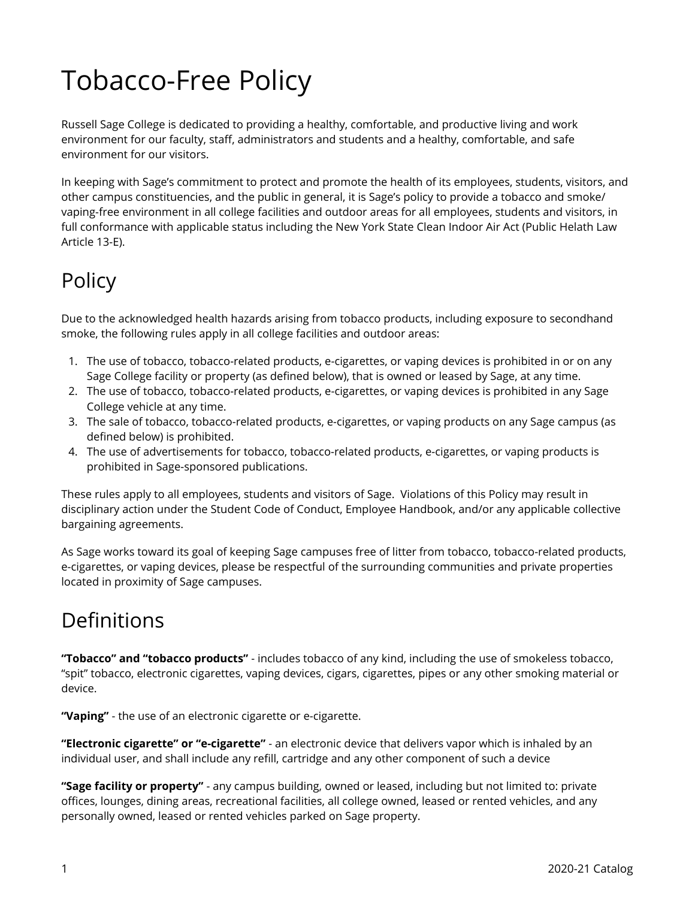# Tobacco-Free Policy

Russell Sage College is dedicated to providing a healthy, comfortable, and productive living and work environment for our faculty, staff, administrators and students and a healthy, comfortable, and safe environment for our visitors.

In keeping with Sage's commitment to protect and promote the health of its employees, students, visitors, and other campus constituencies, and the public in general, it is Sage's policy to provide a tobacco and smoke/ vaping-free environment in all college facilities and outdoor areas for all employees, students and visitors, in full conformance with applicable status including the New York State Clean Indoor Air Act (Public Helath Law Article 13-E).

## Policy

Due to the acknowledged health hazards arising from tobacco products, including exposure to secondhand smoke, the following rules apply in all college facilities and outdoor areas:

1. The use of tobacco, tobacco-related products, e-cigarettes, or vaping devices is prohibited in or on any Sage College facility or property (as defined below), that is owned or leased by Sage, at any time.
2. The use of tobacco, tobacco-related products, e-cigarettes, or vaping devices is prohibited in any Sage College vehicle at any time.
3. The sale of tobacco, tobacco-related products, e-cigarettes, or vaping products on any Sage campus (as defined below) is prohibited.
4. The use of advertisements for tobacco, tobacco-related products, e-cigarettes, or vaping products is prohibited in Sage-sponsored publications.

These rules apply to all employees, students and visitors of Sage. Violations of this Policy may result in disciplinary action under the Student Code of Conduct, Employee Handbook, and/or any applicable collective bargaining agreements.

As Sage works toward its goal of keeping Sage campuses free of litter from tobacco, tobacco-related products, e-cigarettes, or vaping devices, please be respectful of the surrounding communities and private properties located in proximity of Sage campuses.

## Definitions

**"Tobacco" and "tobacco products"** - includes tobacco of any kind, including the use of smokeless tobacco, "spit" tobacco, electronic cigarettes, vaping devices, cigars, cigarettes, pipes or any other smoking material or device.

**"Vaping"** - the use of an electronic cigarette or e-cigarette.

**"Electronic cigarette" or "e-cigarette"** - an electronic device that delivers vapor which is inhaled by an individual user, and shall include any refill, cartridge and any other component of such a device

**"Sage facility or property"** - any campus building, owned or leased, including but not limited to: private offices, lounges, dining areas, recreational facilities, all college owned, leased or rented vehicles, and any personally owned, leased or rented vehicles parked on Sage property.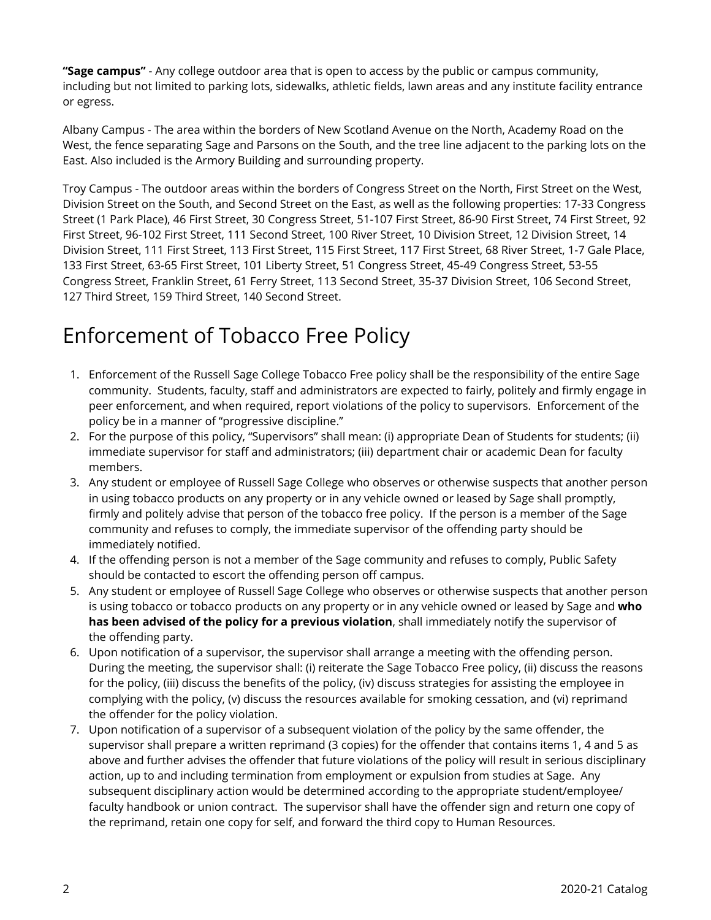**"Sage campus"** - Any college outdoor area that is open to access by the public or campus community, including but not limited to parking lots, sidewalks, athletic fields, lawn areas and any institute facility entrance or egress.

Albany Campus - The area within the borders of New Scotland Avenue on the North, Academy Road on the West, the fence separating Sage and Parsons on the South, and the tree line adjacent to the parking lots on the East. Also included is the Armory Building and surrounding property.

Troy Campus - The outdoor areas within the borders of Congress Street on the North, First Street on the West, Division Street on the South, and Second Street on the East, as well as the following properties: 17-33 Congress Street (1 Park Place), 46 First Street, 30 Congress Street, 51-107 First Street, 86-90 First Street, 74 First Street, 92 First Street, 96-102 First Street, 111 Second Street, 100 River Street, 10 Division Street, 12 Division Street, 14 Division Street, 111 First Street, 113 First Street, 115 First Street, 117 First Street, 68 River Street, 1-7 Gale Place, 133 First Street, 63-65 First Street, 101 Liberty Street, 51 Congress Street, 45-49 Congress Street, 53-55 Congress Street, Franklin Street, 61 Ferry Street, 113 Second Street, 35-37 Division Street, 106 Second Street, 127 Third Street, 159 Third Street, 140 Second Street.

# Enforcement of Tobacco Free Policy

1. Enforcement of the Russell Sage College Tobacco Free policy shall be the responsibility of the entire Sage community. Students, faculty, staff and administrators are expected to fairly, politely and firmly engage in peer enforcement, and when required, report violations of the policy to supervisors. Enforcement of the policy be in a manner of "progressive discipline."
2. For the purpose of this policy, "Supervisors" shall mean: (i) appropriate Dean of Students for students; (ii) immediate supervisor for staff and administrators; (iii) department chair or academic Dean for faculty members.
3. Any student or employee of Russell Sage College who observes or otherwise suspects that another person in using tobacco products on any property or in any vehicle owned or leased by Sage shall promptly, firmly and politely advise that person of the tobacco free policy. If the person is a member of the Sage community and refuses to comply, the immediate supervisor of the offending party should be immediately notified.
4. If the offending person is not a member of the Sage community and refuses to comply, Public Safety should be contacted to escort the offending person off campus.
5. Any student or employee of Russell Sage College who observes or otherwise suspects that another person is using tobacco or tobacco products on any property or in any vehicle owned or leased by Sage and **who has been advised of the policy for a previous violation**, shall immediately notify the supervisor of the offending party.
6. Upon notification of a supervisor, the supervisor shall arrange a meeting with the offending person. During the meeting, the supervisor shall: (i) reiterate the Sage Tobacco Free policy, (ii) discuss the reasons for the policy, (iii) discuss the benefits of the policy, (iv) discuss strategies for assisting the employee in complying with the policy, (v) discuss the resources available for smoking cessation, and (vi) reprimand the offender for the policy violation.
7. Upon notification of a supervisor of a subsequent violation of the policy by the same offender, the supervisor shall prepare a written reprimand (3 copies) for the offender that contains items 1, 4 and 5 as above and further advises the offender that future violations of the policy will result in serious disciplinary action, up to and including termination from employment or expulsion from studies at Sage. Any subsequent disciplinary action would be determined according to the appropriate student/employee/ faculty handbook or union contract. The supervisor shall have the offender sign and return one copy of the reprimand, retain one copy for self, and forward the third copy to Human Resources.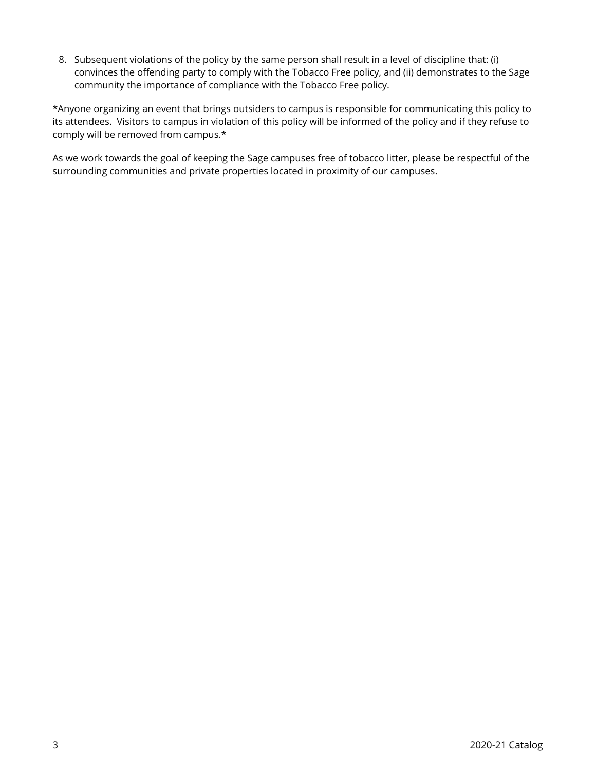8. Subsequent violations of the policy by the same person shall result in a level of discipline that: (i) convinces the offending party to comply with the Tobacco Free policy, and (ii) demonstrates to the Sage community the importance of compliance with the Tobacco Free policy.

*Anyone organizing an event that brings outsiders to campus is responsible for communicating this policy to its attendees.  Visitors to campus in violation of this policy will be informed of the policy and if they refuse to comply will be removed from campus.*

As we work towards the goal of keeping the Sage campuses free of tobacco litter, please be respectful of the surrounding communities and private properties located in proximity of our campuses.